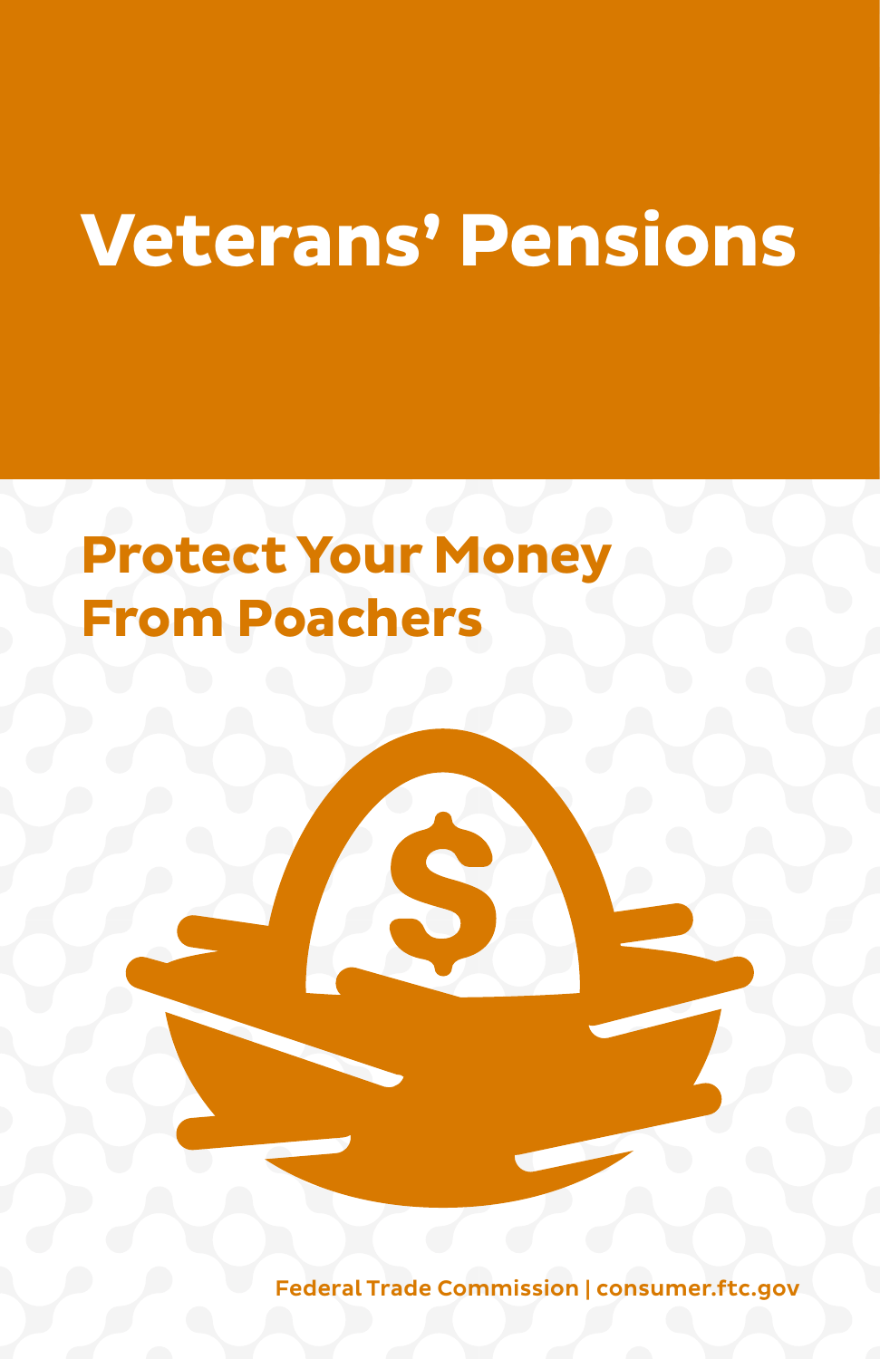# Veterans' Pensions

## Protect Your Money From Poachers

Federal Trade Commission | consumer.ftc.gov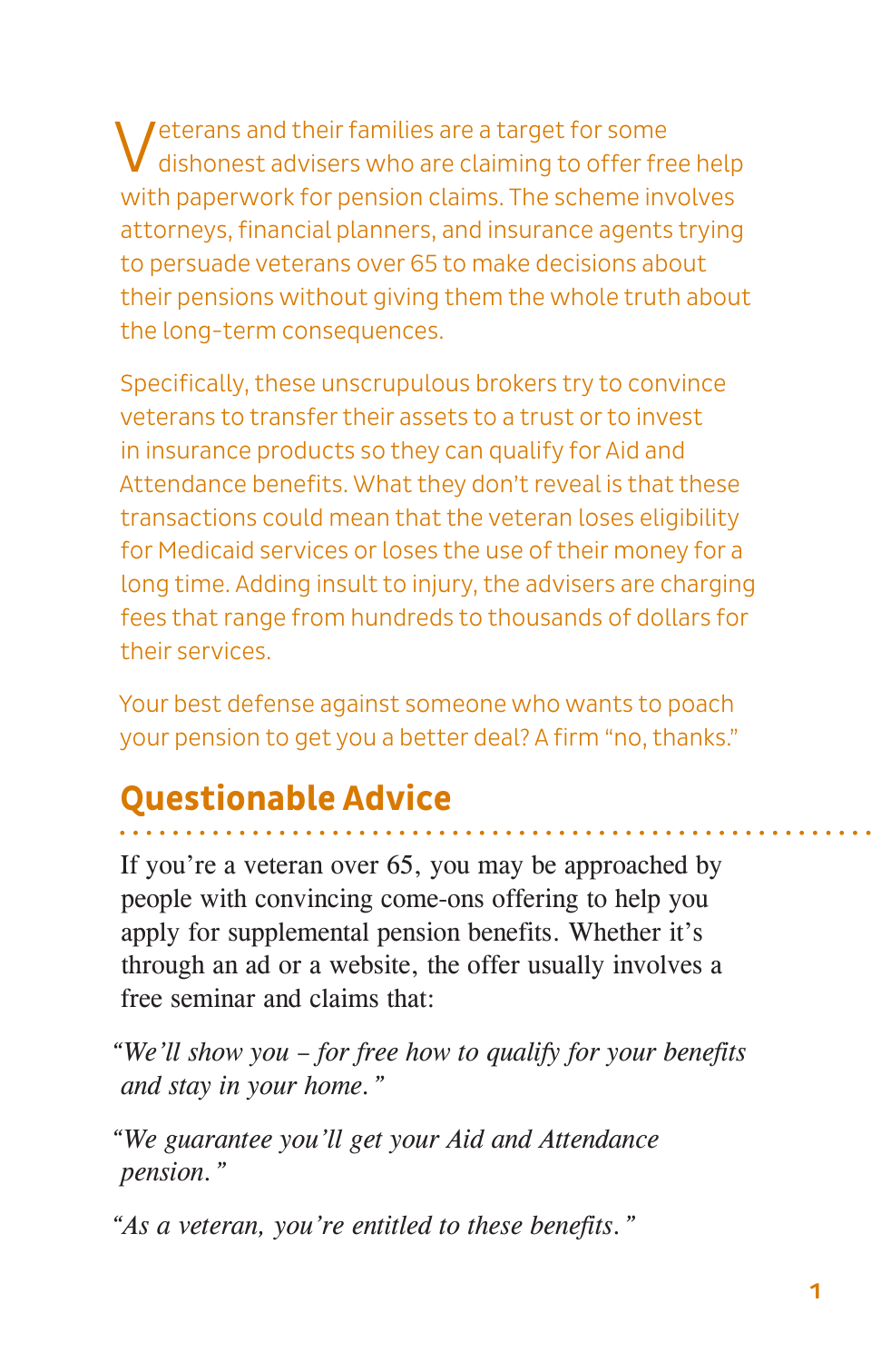Veterans and their families are a target for some dishonest advisers who are claiming to offer free help with paperwork for pension claims. The scheme involves attorneys, financial planners, and insurance agents trying to persuade veterans over 65 to make decisions about their pensions without giving them the whole truth about the long-term consequences.

Specifically, these unscrupulous brokers try to convince veterans to transfer their assets to a trust or to invest in insurance products so they can qualify for Aid and Attendance benefits. What they don't reveal is that these transactions could mean that the veteran loses eligibility for Medicaid services or loses the use of their money for a long time. Adding insult to injury, the advisers are charging fees that range from hundreds to thousands of dollars for their services.

Your best defense against someone who wants to poach your pension to get you a better deal? A firm "no, thanks."

## Questionable Advice

If you're a veteran over 65, you may be approached by people with convincing come-ons offering to help you apply for supplemental pension benefits. Whether it's through an ad or a website, the offer usually involves a free seminar and claims that:

*"We'll show you – for free how to qualify for your benefits and stay in your home."*

*"We guarantee you'll get your Aid and Attendance pension."*

*"As a veteran, you're entitled to these benefits."*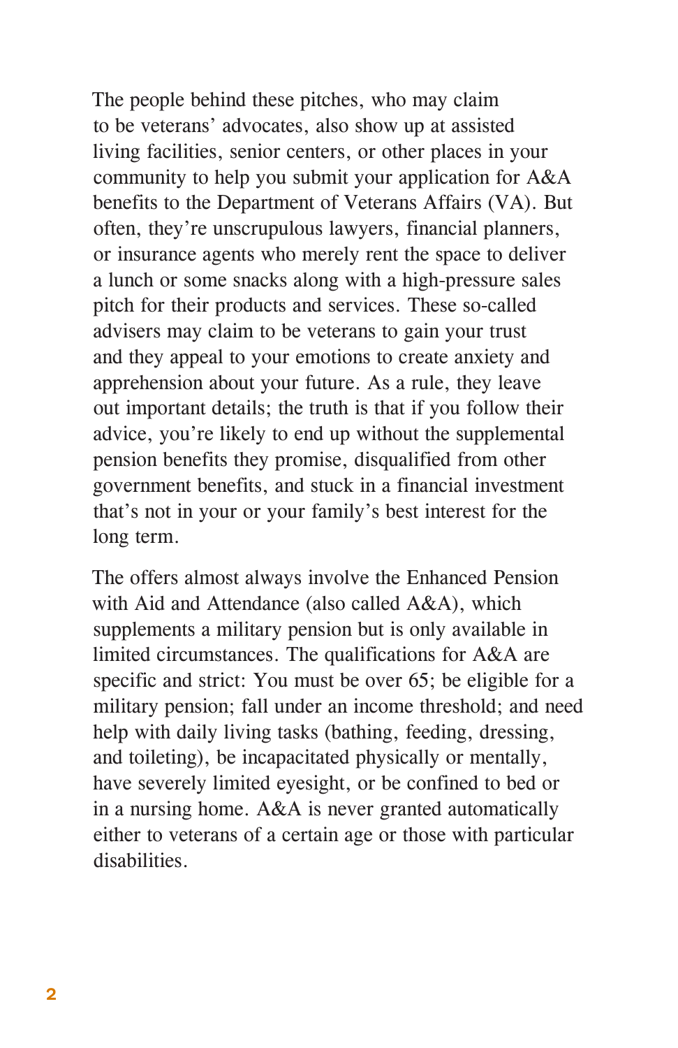The people behind these pitches, who may claim to be veterans' advocates, also show up at assisted living facilities, senior centers, or other places in your community to help you submit your application for A&A benefits to the Department of Veterans Affairs (VA). But often, they're unscrupulous lawyers, financial planners, or insurance agents who merely rent the space to deliver a lunch or some snacks along with a high-pressure sales pitch for their products and services. These so-called advisers may claim to be veterans to gain your trust and they appeal to your emotions to create anxiety and apprehension about your future. As a rule, they leave out important details; the truth is that if you follow their advice, you're likely to end up without the supplemental pension benefits they promise, disqualified from other government benefits, and stuck in a financial investment that's not in your or your family's best interest for the long term.

The offers almost always involve the Enhanced Pension with Aid and Attendance (also called A&A), which supplements a military pension but is only available in limited circumstances. The qualifications for A&A are specific and strict: You must be over 65; be eligible for a military pension; fall under an income threshold; and need help with daily living tasks (bathing, feeding, dressing, and toileting), be incapacitated physically or mentally, have severely limited eyesight, or be confined to bed or in a nursing home. A&A is never granted automatically either to veterans of a certain age or those with particular disabilities.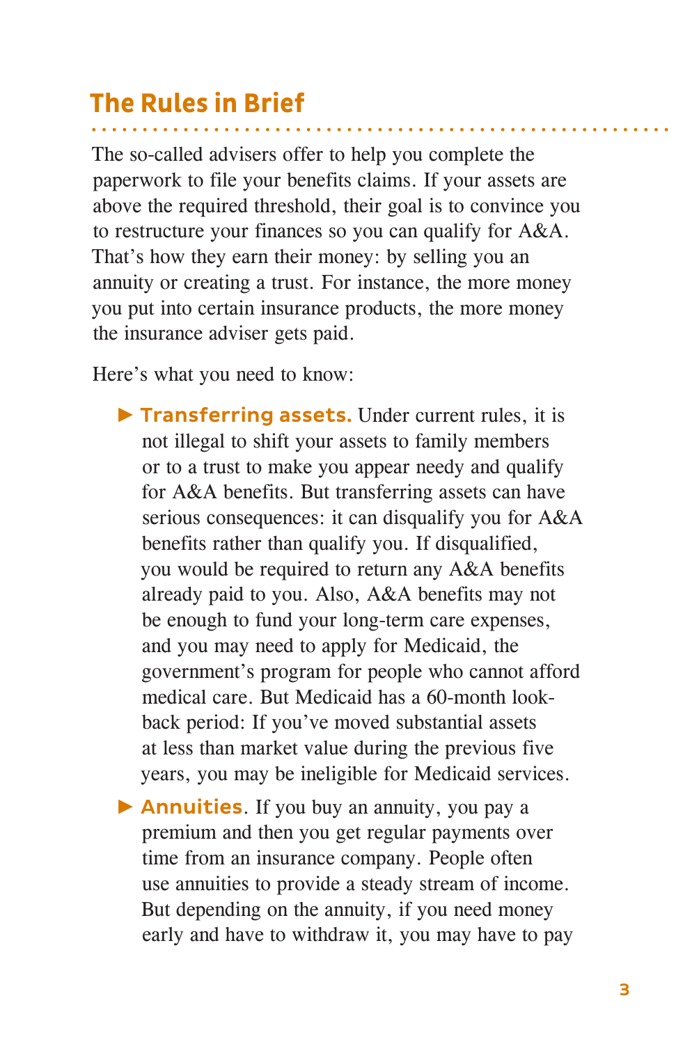## The Rules in Brief

The so-called advisers offer to help you complete the paperwork to file your benefits claims. If your assets are above the required threshold, their goal is to convince you to restructure your finances so you can qualify for A&A. That's how they earn their money: by selling you an annuity or creating a trust. For instance, the more money you put into certain insurance products, the more money the insurance adviser gets paid.

Here's what you need to know:

- **Transferring assets.** Under current rules, it is not illegal to shift your assets to family members or to a trust to make you appear needy and qualify for A&A benefits. But transferring assets can have serious consequences: it can disqualify you for A&A benefits rather than qualify you. If disqualified, you would be required to return any A&A benefits already paid to you. Also, A&A benefits may not be enough to fund your long-term care expenses, and you may need to apply for Medicaid, the government's program for people who cannot afford medical care. But Medicaid has a 60-month look-back period: If you've moved substantial assets at less than market value during the previous five years, you may be ineligible for Medicaid services.
- **Annuities**. If you buy an annuity, you pay a premium and then you get regular payments over time from an insurance company. People often use annuities to provide a steady stream of income. But depending on the annuity, if you need money early and have to withdraw it, you may have to pay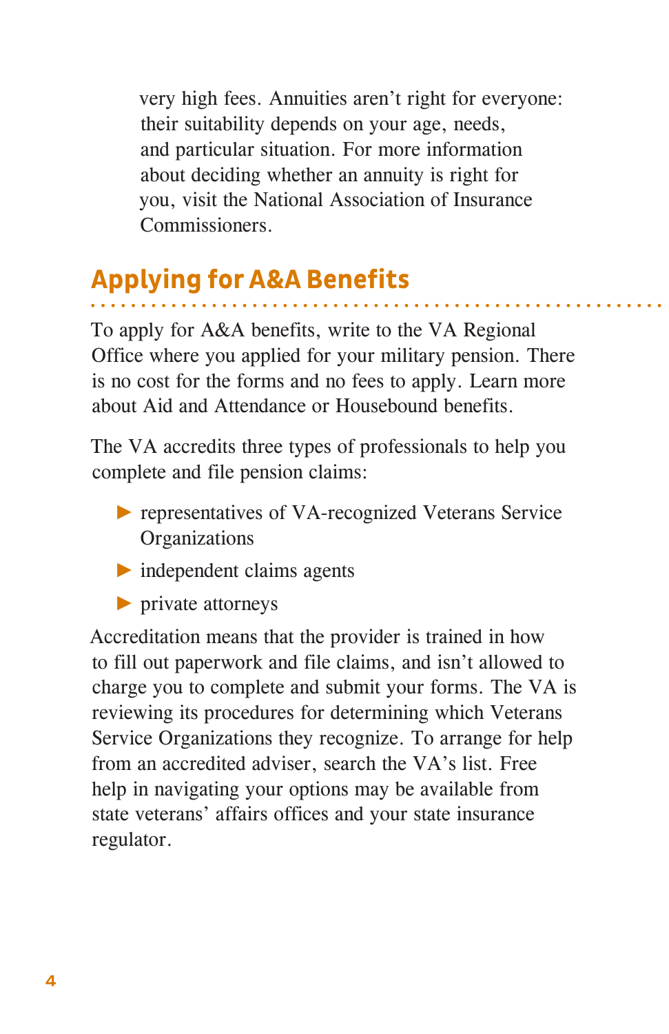very high fees. Annuities aren't right for everyone: their suitability depends on your age, needs, and particular situation. For more information about deciding whether an annuity is right for you, visit the National Association of Insurance Commissioners.

## Applying for A&A Benefits

To apply for A&A benefits, write to the VA Regional Office where you applied for your military pension. There is no cost for the forms and no fees to apply. Learn more about Aid and Attendance or Housebound benefits.

The VA accredits three types of professionals to help you complete and file pension claims:

- representatives of VA-recognized Veterans Service Organizations
- independent claims agents
- private attorneys

Accreditation means that the provider is trained in how to fill out paperwork and file claims, and isn't allowed to charge you to complete and submit your forms. The VA is reviewing its procedures for determining which Veterans Service Organizations they recognize. To arrange for help from an accredited adviser, search the VA's list. Free help in navigating your options may be available from state veterans' affairs offices and your state insurance regulator.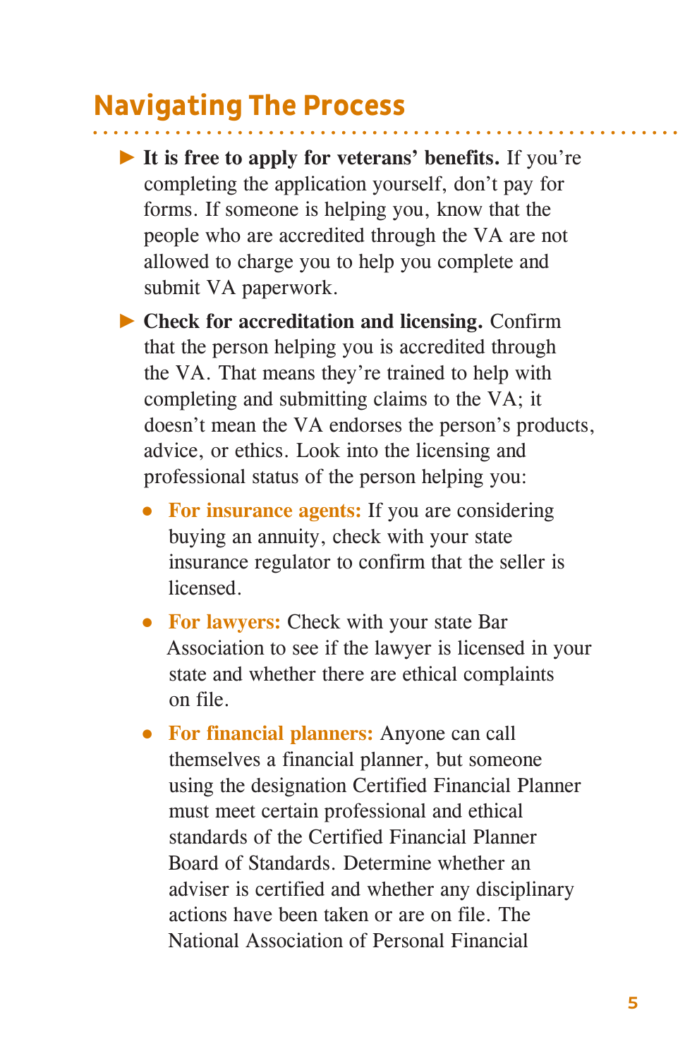## Navigating The Process

- **It is free to apply for veterans' benefits.** If you're completing the application yourself, don't pay for forms. If someone is helping you, know that the people who are accredited through the VA are not allowed to charge you to help you complete and submit VA paperwork.

- **Check for accreditation and licensing.** Confirm that the person helping you is accredited through the VA. That means they're trained to help with completing and submitting claims to the VA; it doesn't mean the VA endorses the person's products, advice, or ethics. Look into the licensing and professional status of the person helping you:

  - **For insurance agents:** If you are considering buying an annuity, check with your state insurance regulator to confirm that the seller is licensed.

  - **For lawyers:** Check with your state Bar Association to see if the lawyer is licensed in your state and whether there are ethical complaints on file.

  - **For financial planners:** Anyone can call themselves a financial planner, but someone using the designation Certified Financial Planner must meet certain professional and ethical standards of the Certified Financial Planner Board of Standards. Determine whether an adviser is certified and whether any disciplinary actions have been taken or are on file. The National Association of Personal Financial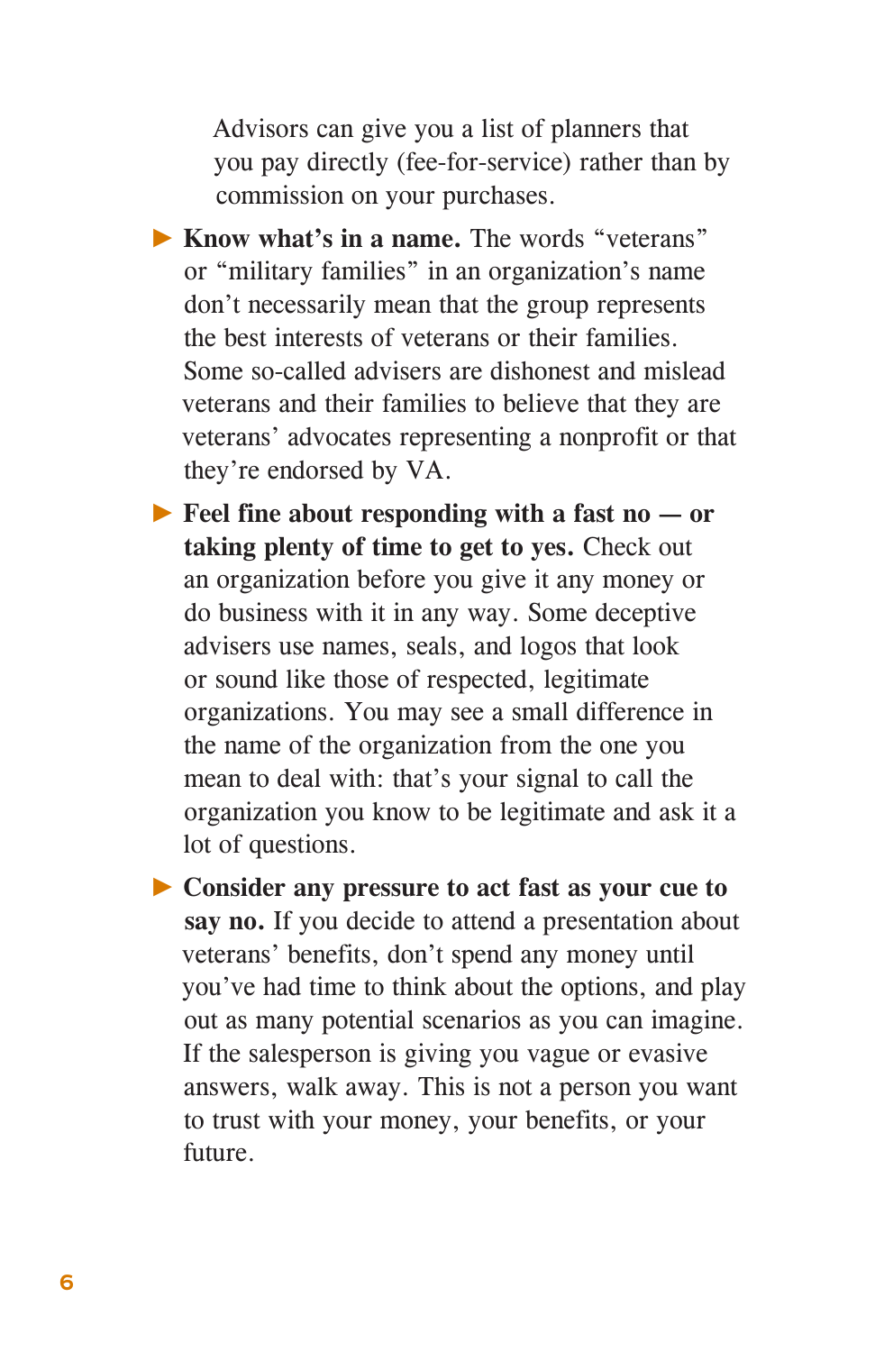Advisors can give you a list of planners that you pay directly (fee-for-service) rather than by commission on your purchases.

- **Know what's in a name.** The words "veterans" or "military families" in an organization's name don't necessarily mean that the group represents the best interests of veterans or their families. Some so-called advisers are dishonest and mislead veterans and their families to believe that they are veterans' advocates representing a nonprofit or that they're endorsed by VA.
- **Feel fine about responding with a fast no — or taking plenty of time to get to yes.** Check out an organization before you give it any money or do business with it in any way. Some deceptive advisers use names, seals, and logos that look or sound like those of respected, legitimate organizations. You may see a small difference in the name of the organization from the one you mean to deal with: that's your signal to call the organization you know to be legitimate and ask it a lot of questions.
- **Consider any pressure to act fast as your cue to say no.** If you decide to attend a presentation about veterans' benefits, don't spend any money until you've had time to think about the options, and play out as many potential scenarios as you can imagine. If the salesperson is giving you vague or evasive answers, walk away. This is not a person you want to trust with your money, your benefits, or your future.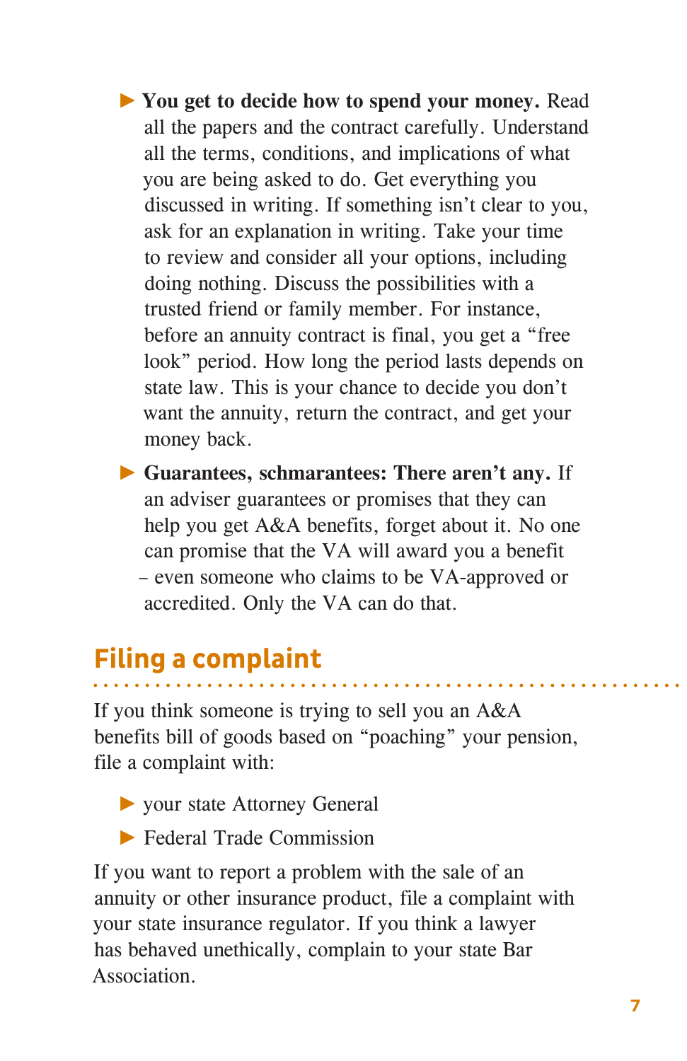- **You get to decide how to spend your money.** Read all the papers and the contract carefully. Understand all the terms, conditions, and implications of what you are being asked to do. Get everything you discussed in writing. If something isn't clear to you, ask for an explanation in writing. Take your time to review and consider all your options, including doing nothing. Discuss the possibilities with a trusted friend or family member. For instance, before an annuity contract is final, you get a "free look" period. How long the period lasts depends on state law. This is your chance to decide you don't want the annuity, return the contract, and get your money back.

- **Guarantees, schmarantees: There aren't any.** If an adviser guarantees or promises that they can help you get A&A benefits, forget about it. No one can promise that the VA will award you a benefit – even someone who claims to be VA-approved or accredited. Only the VA can do that.

## Filing a complaint

If you think someone is trying to sell you an A&A benefits bill of goods based on "poaching" your pension, file a complaint with:

- your state Attorney General
- Federal Trade Commission

If you want to report a problem with the sale of an annuity or other insurance product, file a complaint with your state insurance regulator. If you think a lawyer has behaved unethically, complain to your state Bar Association.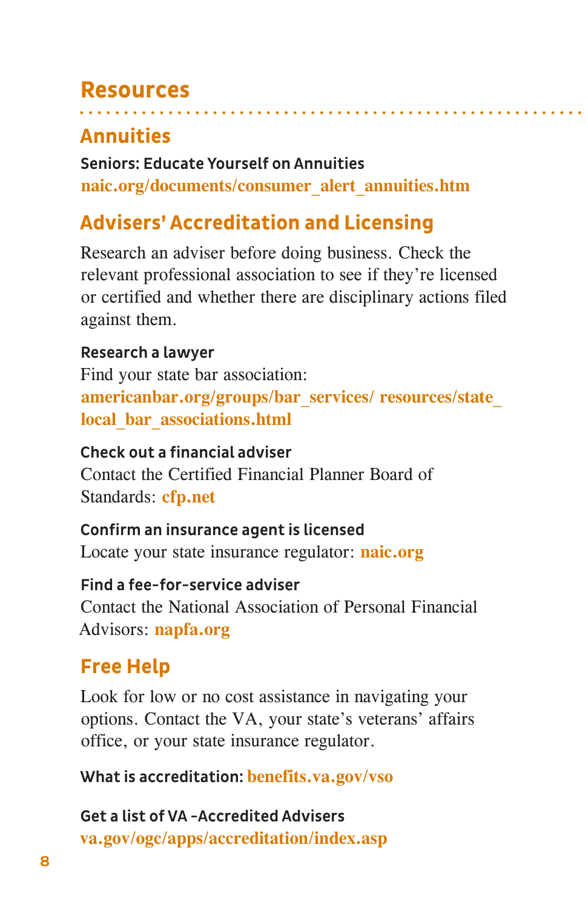# Resources

## Annuities

**Seniors: Educate Yourself on Annuities**
**naic.org/documents/consumer_alert_annuities.htm**

## Advisers' Accreditation and Licensing

Research an adviser before doing business. Check the relevant professional association to see if they're licensed or certified and whether there are disciplinary actions filed against them.

**Research a lawyer**
Find your state bar association:
**americanbar.org/groups/bar_services/ resources/state_local_bar_associations.html**

**Check out a financial adviser**
Contact the Certified Financial Planner Board of Standards: **cfp.net**

**Confirm an insurance agent is licensed**
Locate your state insurance regulator: **naic.org**

**Find a fee-for-service adviser**
Contact the National Association of Personal Financial Advisors: **napfa.org**

## Free Help

Look for low or no cost assistance in navigating your options. Contact the VA, your state's veterans' affairs office, or your state insurance regulator.

**What is accreditation: benefits.va.gov/vso**

**Get a list of VA -Accredited Advisers**
**va.gov/ogc/apps/accreditation/index.asp**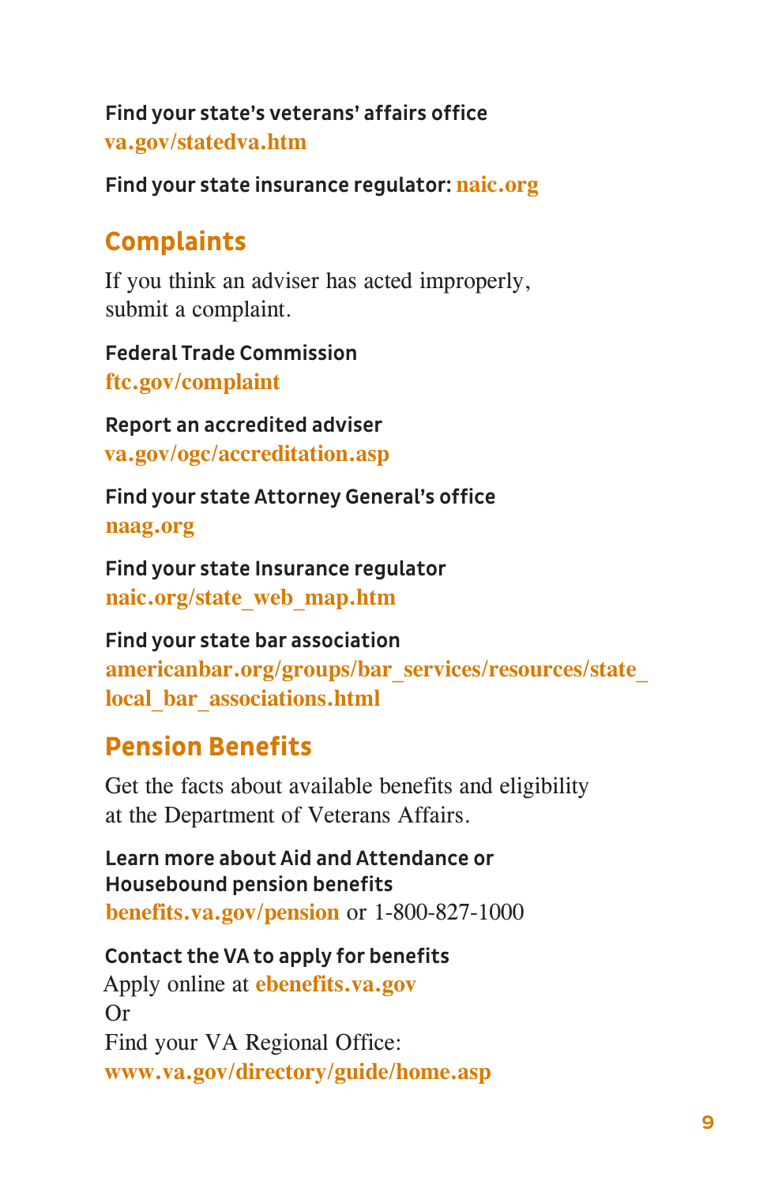**Find your state's veterans' affairs office**
va.gov/statedva.htm

**Find your state insurance regulator:** naic.org

## Complaints

If you think an adviser has acted improperly, submit a complaint.

**Federal Trade Commission**
ftc.gov/complaint

**Report an accredited adviser**
va.gov/ogc/accreditation.asp

**Find your state Attorney General's office**
naag.org

**Find your state Insurance regulator**
naic.org/state_web_map.htm

**Find your state bar association**
americanbar.org/groups/bar_services/resources/state_local_bar_associations.html

## Pension Benefits

Get the facts about available benefits and eligibility at the Department of Veterans Affairs.

**Learn more about Aid and Attendance or Housebound pension benefits**
benefits.va.gov/pension or 1-800-827-1000

**Contact the VA to apply for benefits**
Apply online at ebenefits.va.gov
Or
Find your VA Regional Office:
www.va.gov/directory/guide/home.asp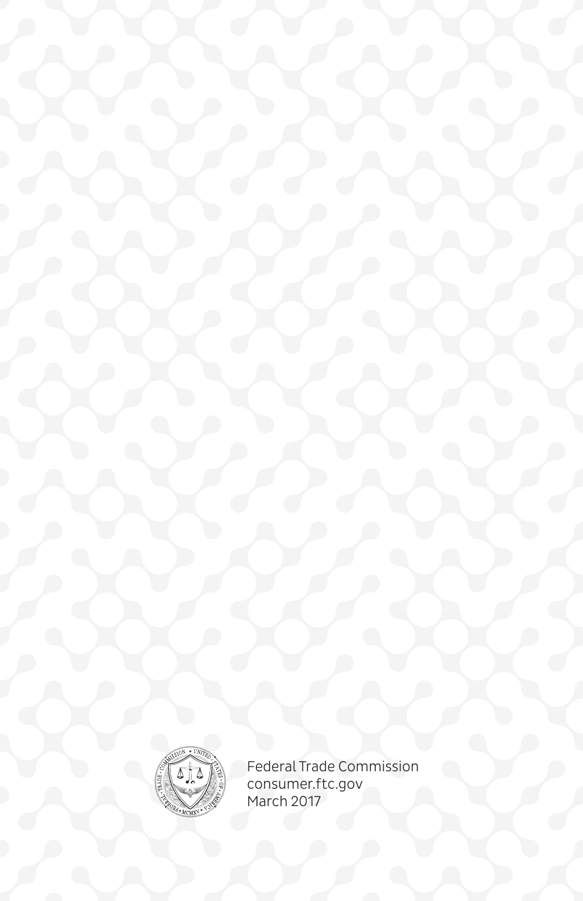Federal Trade Commission
consumer.ftc.gov
March 2017